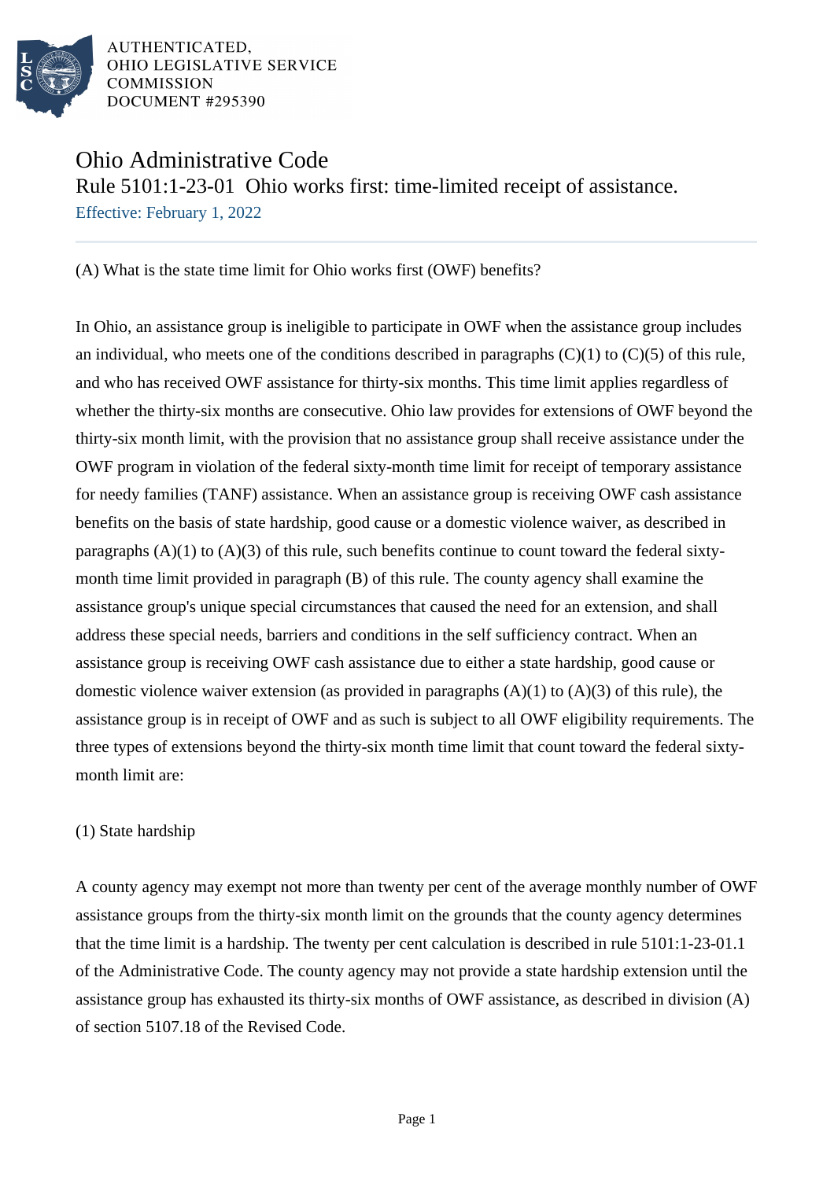AUTHENTICATED,
OHIO LEGISLATIVE SERVICE
COMMISSION
DOCUMENT #295390

# Ohio Administrative Code

## Rule 5101:1-23-01 Ohio works first: time-limited receipt of assistance.

Effective: February 1, 2022

(A) What is the state time limit for Ohio works first (OWF) benefits?

In Ohio, an assistance group is ineligible to participate in OWF when the assistance group includes an individual, who meets one of the conditions described in paragraphs (C)(1) to (C)(5) of this rule, and who has received OWF assistance for thirty-six months. This time limit applies regardless of whether the thirty-six months are consecutive. Ohio law provides for extensions of OWF beyond the thirty-six month limit, with the provision that no assistance group shall receive assistance under the OWF program in violation of the federal sixty-month time limit for receipt of temporary assistance for needy families (TANF) assistance. When an assistance group is receiving OWF cash assistance benefits on the basis of state hardship, good cause or a domestic violence waiver, as described in paragraphs (A)(1) to (A)(3) of this rule, such benefits continue to count toward the federal sixty-month time limit provided in paragraph (B) of this rule. The county agency shall examine the assistance group's unique special circumstances that caused the need for an extension, and shall address these special needs, barriers and conditions in the self sufficiency contract. When an assistance group is receiving OWF cash assistance due to either a state hardship, good cause or domestic violence waiver extension (as provided in paragraphs (A)(1) to (A)(3) of this rule), the assistance group is in receipt of OWF and as such is subject to all OWF eligibility requirements. The three types of extensions beyond the thirty-six month time limit that count toward the federal sixty-month limit are:

(1) State hardship

A county agency may exempt not more than twenty per cent of the average monthly number of OWF assistance groups from the thirty-six month limit on the grounds that the county agency determines that the time limit is a hardship. The twenty per cent calculation is described in rule 5101:1-23-01.1 of the Administrative Code. The county agency may not provide a state hardship extension until the assistance group has exhausted its thirty-six months of OWF assistance, as described in division (A) of section 5107.18 of the Revised Code.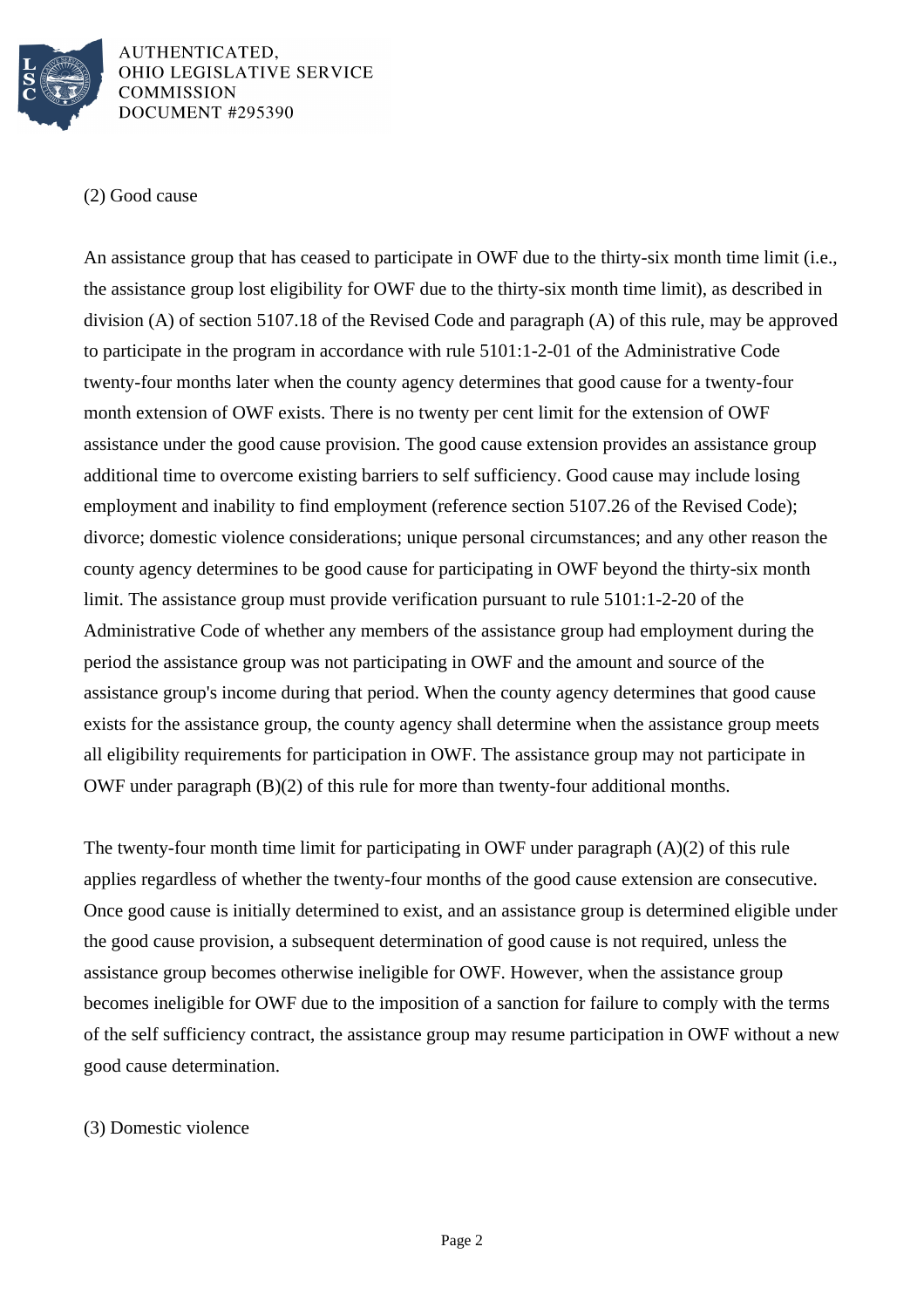(2) Good cause

An assistance group that has ceased to participate in OWF due to the thirty-six month time limit (i.e., the assistance group lost eligibility for OWF due to the thirty-six month time limit), as described in division (A) of section 5107.18 of the Revised Code and paragraph (A) of this rule, may be approved to participate in the program in accordance with rule 5101:1-2-01 of the Administrative Code twenty-four months later when the county agency determines that good cause for a twenty-four month extension of OWF exists. There is no twenty per cent limit for the extension of OWF assistance under the good cause provision. The good cause extension provides an assistance group additional time to overcome existing barriers to self sufficiency. Good cause may include losing employment and inability to find employment (reference section 5107.26 of the Revised Code); divorce; domestic violence considerations; unique personal circumstances; and any other reason the county agency determines to be good cause for participating in OWF beyond the thirty-six month limit. The assistance group must provide verification pursuant to rule 5101:1-2-20 of the Administrative Code of whether any members of the assistance group had employment during the period the assistance group was not participating in OWF and the amount and source of the assistance group's income during that period. When the county agency determines that good cause exists for the assistance group, the county agency shall determine when the assistance group meets all eligibility requirements for participation in OWF. The assistance group may not participate in OWF under paragraph (B)(2) of this rule for more than twenty-four additional months.

The twenty-four month time limit for participating in OWF under paragraph (A)(2) of this rule applies regardless of whether the twenty-four months of the good cause extension are consecutive. Once good cause is initially determined to exist, and an assistance group is determined eligible under the good cause provision, a subsequent determination of good cause is not required, unless the assistance group becomes otherwise ineligible for OWF. However, when the assistance group becomes ineligible for OWF due to the imposition of a sanction for failure to comply with the terms of the self sufficiency contract, the assistance group may resume participation in OWF without a new good cause determination.

(3) Domestic violence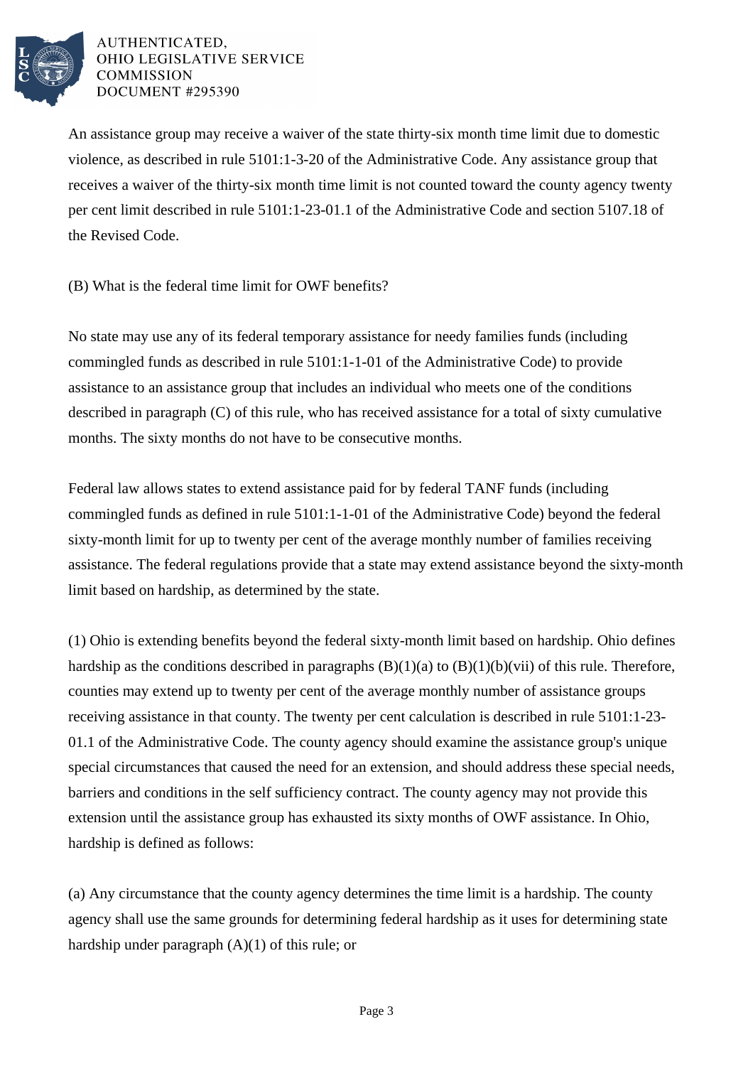An assistance group may receive a waiver of the state thirty-six month time limit due to domestic violence, as described in rule 5101:1-3-20 of the Administrative Code. Any assistance group that receives a waiver of the thirty-six month time limit is not counted toward the county agency twenty per cent limit described in rule 5101:1-23-01.1 of the Administrative Code and section 5107.18 of the Revised Code.

(B) What is the federal time limit for OWF benefits?

No state may use any of its federal temporary assistance for needy families funds (including commingled funds as described in rule 5101:1-1-01 of the Administrative Code) to provide assistance to an assistance group that includes an individual who meets one of the conditions described in paragraph (C) of this rule, who has received assistance for a total of sixty cumulative months. The sixty months do not have to be consecutive months.

Federal law allows states to extend assistance paid for by federal TANF funds (including commingled funds as defined in rule 5101:1-1-01 of the Administrative Code) beyond the federal sixty-month limit for up to twenty per cent of the average monthly number of families receiving assistance. The federal regulations provide that a state may extend assistance beyond the sixty-month limit based on hardship, as determined by the state.

(1) Ohio is extending benefits beyond the federal sixty-month limit based on hardship. Ohio defines hardship as the conditions described in paragraphs (B)(1)(a) to (B)(1)(b)(vii) of this rule. Therefore, counties may extend up to twenty per cent of the average monthly number of assistance groups receiving assistance in that county. The twenty per cent calculation is described in rule 5101:1-23-01.1 of the Administrative Code. The county agency should examine the assistance group's unique special circumstances that caused the need for an extension, and should address these special needs, barriers and conditions in the self sufficiency contract. The county agency may not provide this extension until the assistance group has exhausted its sixty months of OWF assistance. In Ohio, hardship is defined as follows:

(a) Any circumstance that the county agency determines the time limit is a hardship. The county agency shall use the same grounds for determining federal hardship as it uses for determining state hardship under paragraph (A)(1) of this rule; or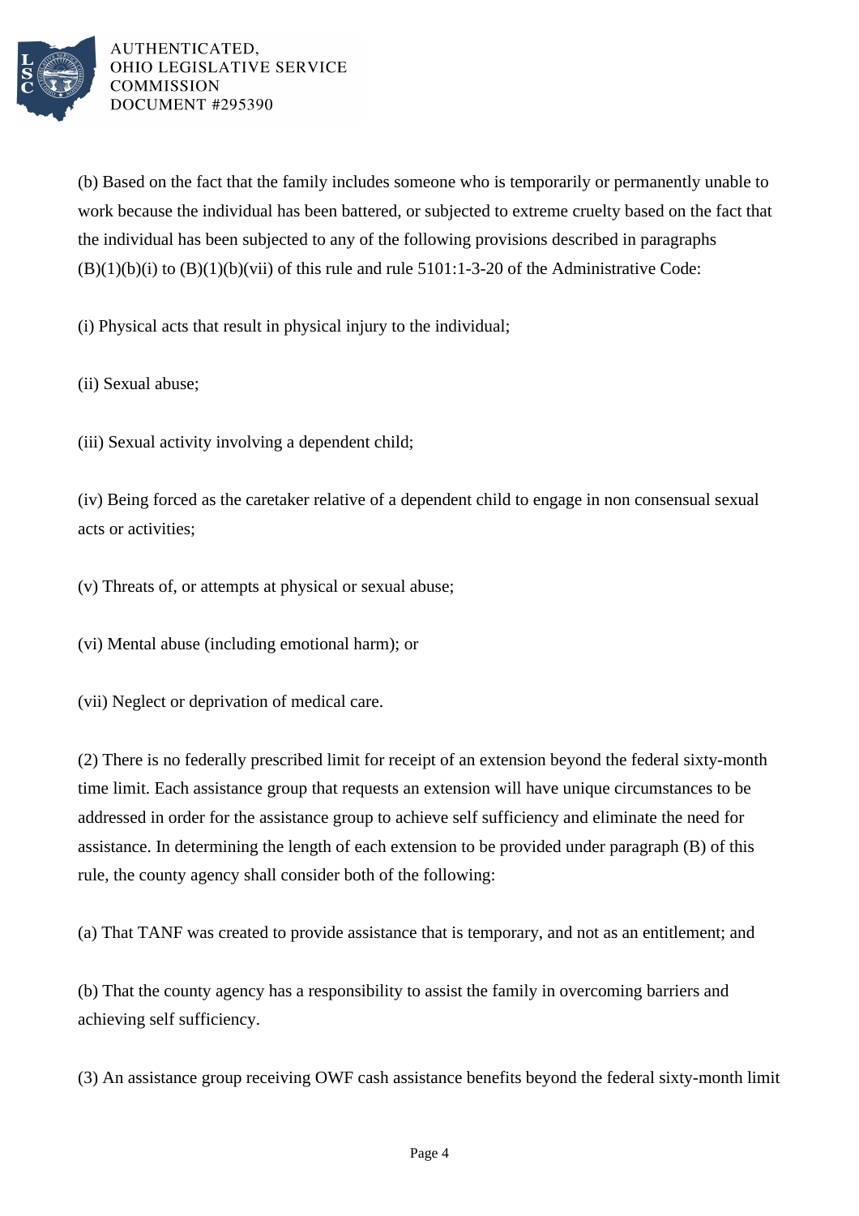(b) Based on the fact that the family includes someone who is temporarily or permanently unable to work because the individual has been battered, or subjected to extreme cruelty based on the fact that the individual has been subjected to any of the following provisions described in paragraphs (B)(1)(b)(i) to (B)(1)(b)(vii) of this rule and rule 5101:1-3-20 of the Administrative Code:

(i) Physical acts that result in physical injury to the individual;

(ii) Sexual abuse;

(iii) Sexual activity involving a dependent child;

(iv) Being forced as the caretaker relative of a dependent child to engage in non consensual sexual acts or activities;

(v) Threats of, or attempts at physical or sexual abuse;

(vi) Mental abuse (including emotional harm); or

(vii) Neglect or deprivation of medical care.

(2) There is no federally prescribed limit for receipt of an extension beyond the federal sixty-month time limit. Each assistance group that requests an extension will have unique circumstances to be addressed in order for the assistance group to achieve self sufficiency and eliminate the need for assistance. In determining the length of each extension to be provided under paragraph (B) of this rule, the county agency shall consider both of the following:

(a) That TANF was created to provide assistance that is temporary, and not as an entitlement; and

(b) That the county agency has a responsibility to assist the family in overcoming barriers and achieving self sufficiency.

(3) An assistance group receiving OWF cash assistance benefits beyond the federal sixty-month limit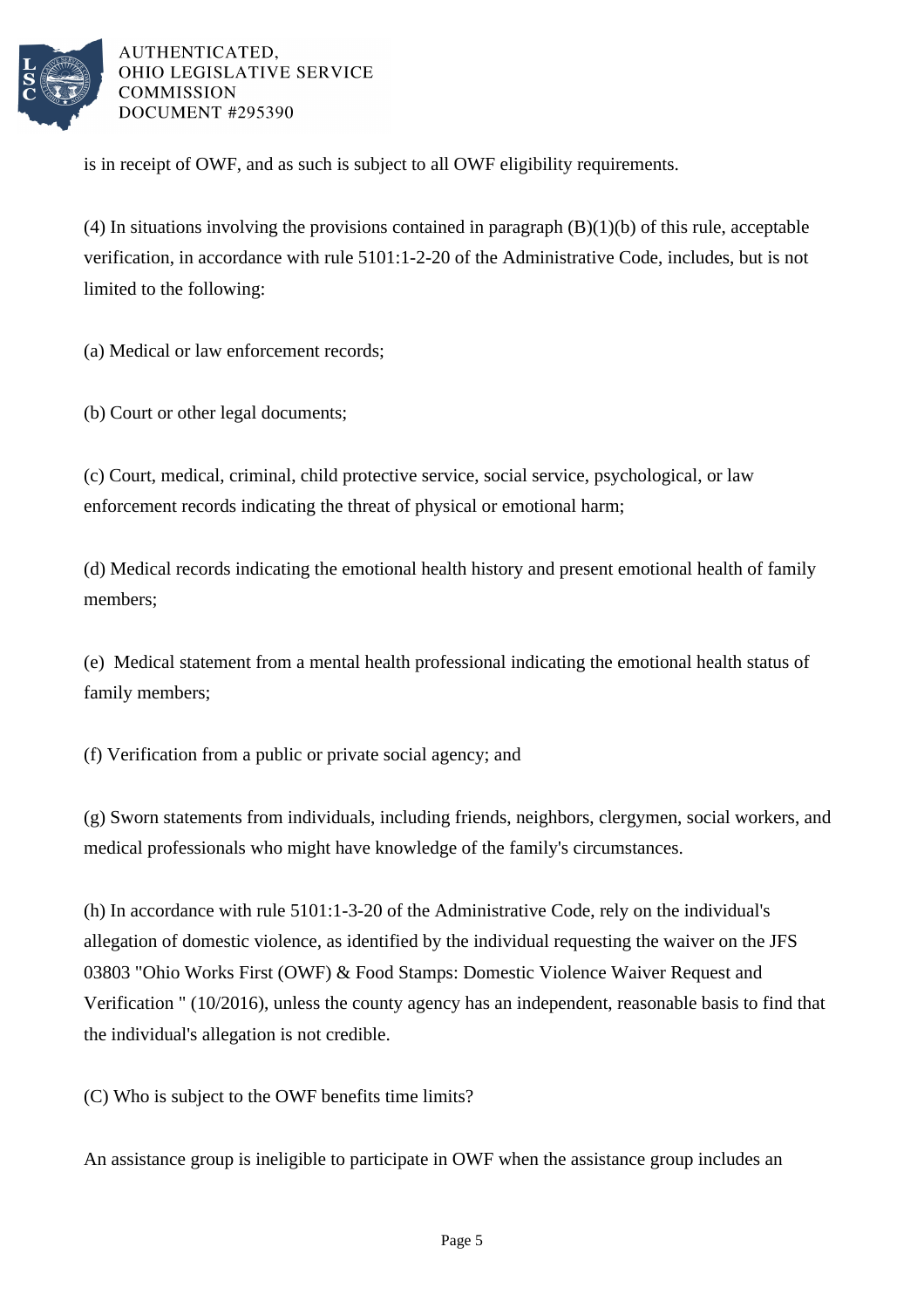is in receipt of OWF, and as such is subject to all OWF eligibility requirements.

(4) In situations involving the provisions contained in paragraph (B)(1)(b) of this rule, acceptable verification, in accordance with rule 5101:1-2-20 of the Administrative Code, includes, but is not limited to the following:

(a) Medical or law enforcement records;

(b) Court or other legal documents;

(c) Court, medical, criminal, child protective service, social service, psychological, or law enforcement records indicating the threat of physical or emotional harm;

(d) Medical records indicating the emotional health history and present emotional health of family members;

(e) Medical statement from a mental health professional indicating the emotional health status of family members;

(f) Verification from a public or private social agency; and

(g) Sworn statements from individuals, including friends, neighbors, clergymen, social workers, and medical professionals who might have knowledge of the family's circumstances.

(h) In accordance with rule 5101:1-3-20 of the Administrative Code, rely on the individual's allegation of domestic violence, as identified by the individual requesting the waiver on the JFS 03803 "Ohio Works First (OWF) & Food Stamps: Domestic Violence Waiver Request and Verification " (10/2016), unless the county agency has an independent, reasonable basis to find that the individual's allegation is not credible.

(C) Who is subject to the OWF benefits time limits?

An assistance group is ineligible to participate in OWF when the assistance group includes an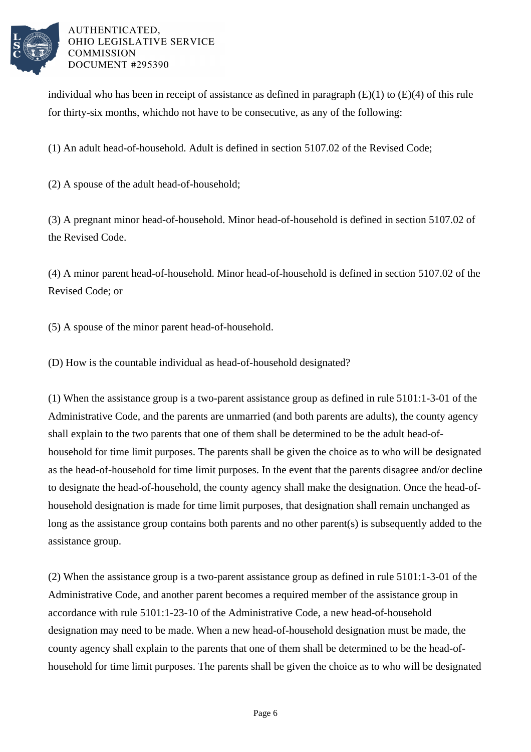individual who has been in receipt of assistance as defined in paragraph (E)(1) to (E)(4) of this rule for thirty-six months, whichdo not have to be consecutive, as any of the following:

(1) An adult head-of-household. Adult is defined in section 5107.02 of the Revised Code;

(2) A spouse of the adult head-of-household;

(3) A pregnant minor head-of-household. Minor head-of-household is defined in section 5107.02 of the Revised Code.

(4) A minor parent head-of-household. Minor head-of-household is defined in section 5107.02 of the Revised Code; or

(5) A spouse of the minor parent head-of-household.

(D) How is the countable individual as head-of-household designated?

(1) When the assistance group is a two-parent assistance group as defined in rule 5101:1-3-01 of the Administrative Code, and the parents are unmarried (and both parents are adults), the county agency shall explain to the two parents that one of them shall be determined to be the adult head-of-household for time limit purposes. The parents shall be given the choice as to who will be designated as the head-of-household for time limit purposes. In the event that the parents disagree and/or decline to designate the head-of-household, the county agency shall make the designation. Once the head-of-household designation is made for time limit purposes, that designation shall remain unchanged as long as the assistance group contains both parents and no other parent(s) is subsequently added to the assistance group.

(2) When the assistance group is a two-parent assistance group as defined in rule 5101:1-3-01 of the Administrative Code, and another parent becomes a required member of the assistance group in accordance with rule 5101:1-23-10 of the Administrative Code, a new head-of-household designation may need to be made. When a new head-of-household designation must be made, the county agency shall explain to the parents that one of them shall be determined to be the head-of-household for time limit purposes. The parents shall be given the choice as to who will be designated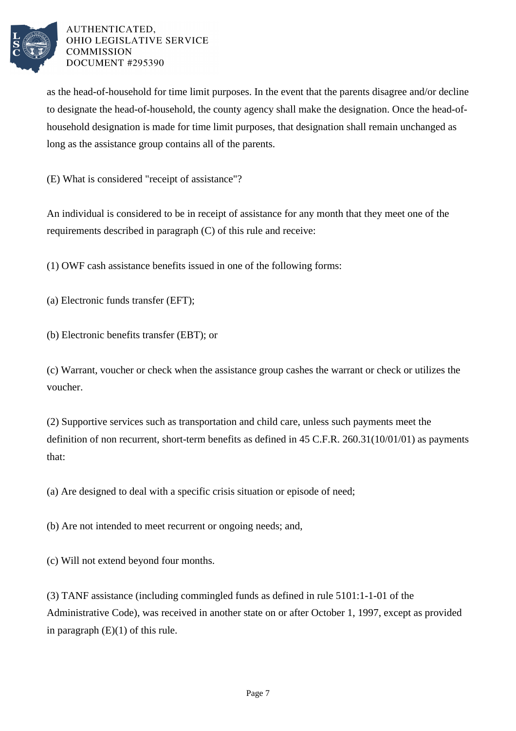as the head-of-household for time limit purposes. In the event that the parents disagree and/or decline to designate the head-of-household, the county agency shall make the designation. Once the head-of-household designation is made for time limit purposes, that designation shall remain unchanged as long as the assistance group contains all of the parents.

(E) What is considered "receipt of assistance"?

An individual is considered to be in receipt of assistance for any month that they meet one of the requirements described in paragraph (C) of this rule and receive:

(1) OWF cash assistance benefits issued in one of the following forms:

(a) Electronic funds transfer (EFT);

(b) Electronic benefits transfer (EBT); or

(c) Warrant, voucher or check when the assistance group cashes the warrant or check or utilizes the voucher.

(2) Supportive services such as transportation and child care, unless such payments meet the definition of non recurrent, short-term benefits as defined in 45 C.F.R. 260.31(10/01/01) as payments that:

(a) Are designed to deal with a specific crisis situation or episode of need;

(b) Are not intended to meet recurrent or ongoing needs; and,

(c) Will not extend beyond four months.

(3) TANF assistance (including commingled funds as defined in rule 5101:1-1-01 of the Administrative Code), was received in another state on or after October 1, 1997, except as provided in paragraph (E)(1) of this rule.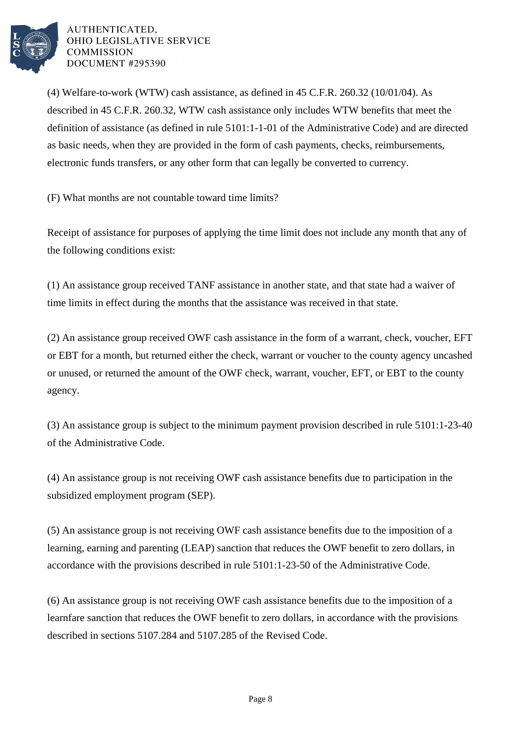(4) Welfare-to-work (WTW) cash assistance, as defined in 45 C.F.R. 260.32 (10/01/04). As described in 45 C.F.R. 260.32, WTW cash assistance only includes WTW benefits that meet the definition of assistance (as defined in rule 5101:1-1-01 of the Administrative Code) and are directed as basic needs, when they are provided in the form of cash payments, checks, reimbursements, electronic funds transfers, or any other form that can legally be converted to currency.

(F) What months are not countable toward time limits?

Receipt of assistance for purposes of applying the time limit does not include any month that any of the following conditions exist:

(1) An assistance group received TANF assistance in another state, and that state had a waiver of time limits in effect during the months that the assistance was received in that state.

(2) An assistance group received OWF cash assistance in the form of a warrant, check, voucher, EFT or EBT for a month, but returned either the check, warrant or voucher to the county agency uncashed or unused, or returned the amount of the OWF check, warrant, voucher, EFT, or EBT to the county agency.

(3) An assistance group is subject to the minimum payment provision described in rule 5101:1-23-40 of the Administrative Code.

(4) An assistance group is not receiving OWF cash assistance benefits due to participation in the subsidized employment program (SEP).

(5) An assistance group is not receiving OWF cash assistance benefits due to the imposition of a learning, earning and parenting (LEAP) sanction that reduces the OWF benefit to zero dollars, in accordance with the provisions described in rule 5101:1-23-50 of the Administrative Code.

(6) An assistance group is not receiving OWF cash assistance benefits due to the imposition of a learnfare sanction that reduces the OWF benefit to zero dollars, in accordance with the provisions described in sections 5107.284 and 5107.285 of the Revised Code.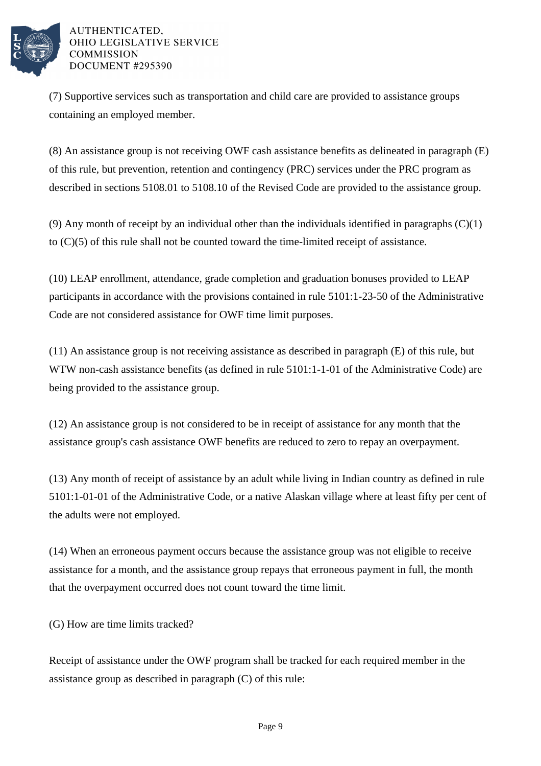(7) Supportive services such as transportation and child care are provided to assistance groups containing an employed member.

(8) An assistance group is not receiving OWF cash assistance benefits as delineated in paragraph (E) of this rule, but prevention, retention and contingency (PRC) services under the PRC program as described in sections 5108.01 to 5108.10 of the Revised Code are provided to the assistance group.

(9) Any month of receipt by an individual other than the individuals identified in paragraphs (C)(1) to (C)(5) of this rule shall not be counted toward the time-limited receipt of assistance.

(10) LEAP enrollment, attendance, grade completion and graduation bonuses provided to LEAP participants in accordance with the provisions contained in rule 5101:1-23-50 of the Administrative Code are not considered assistance for OWF time limit purposes.

(11) An assistance group is not receiving assistance as described in paragraph (E) of this rule, but WTW non-cash assistance benefits (as defined in rule 5101:1-1-01 of the Administrative Code) are being provided to the assistance group.

(12) An assistance group is not considered to be in receipt of assistance for any month that the assistance group's cash assistance OWF benefits are reduced to zero to repay an overpayment.

(13) Any month of receipt of assistance by an adult while living in Indian country as defined in rule 5101:1-01-01 of the Administrative Code, or a native Alaskan village where at least fifty per cent of the adults were not employed.

(14) When an erroneous payment occurs because the assistance group was not eligible to receive assistance for a month, and the assistance group repays that erroneous payment in full, the month that the overpayment occurred does not count toward the time limit.

(G) How are time limits tracked?

Receipt of assistance under the OWF program shall be tracked for each required member in the assistance group as described in paragraph (C) of this rule: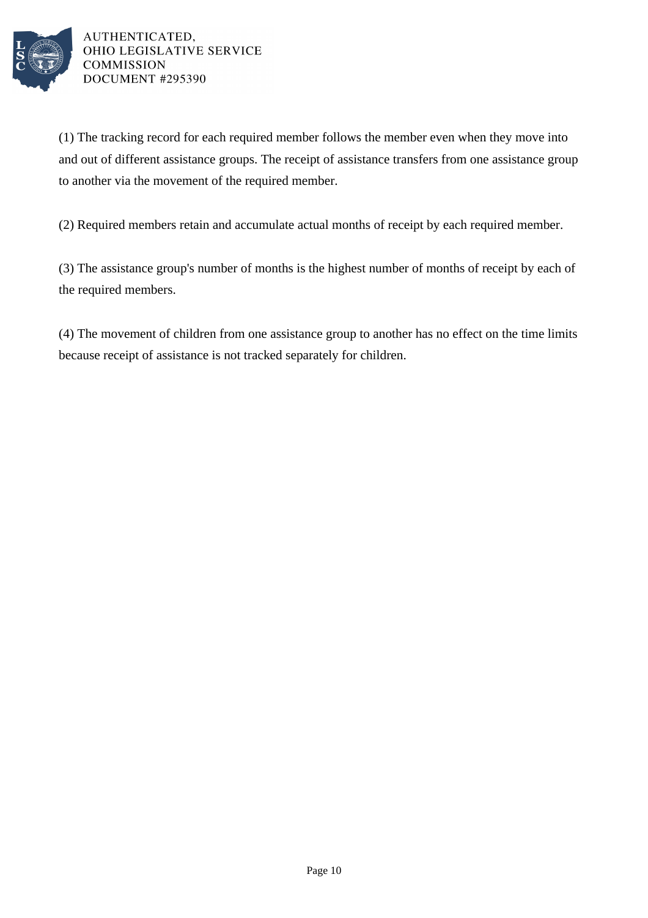(1) The tracking record for each required member follows the member even when they move into and out of different assistance groups. The receipt of assistance transfers from one assistance group to another via the movement of the required member.

(2) Required members retain and accumulate actual months of receipt by each required member.

(3) The assistance group's number of months is the highest number of months of receipt by each of the required members.

(4) The movement of children from one assistance group to another has no effect on the time limits because receipt of assistance is not tracked separately for children.